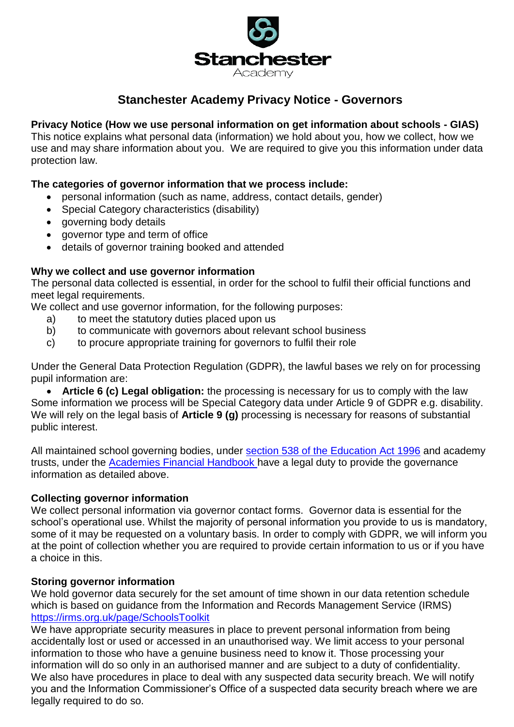Stanchester
Academy

# Stanchester Academy Privacy Notice - Governors

**Privacy Notice (How we use personal information on get information about schools - GIAS)**
This notice explains what personal data (information) we hold about you, how we collect, how we use and may share information about you. We are required to give you this information under data protection law.

**The categories of governor information that we process include:**

- personal information (such as name, address, contact details, gender)
- Special Category characteristics (disability)
- governing body details
- governor type and term of office
- details of governor training booked and attended

**Why we collect and use governor information**
The personal data collected is essential, in order for the school to fulfil their official functions and meet legal requirements.
We collect and use governor information, for the following purposes:

a) to meet the statutory duties placed upon us
b) to communicate with governors about relevant school business
c) to procure appropriate training for governors to fulfil their role

Under the General Data Protection Regulation (GDPR), the lawful bases we rely on for processing pupil information are:

- **Article 6 (c) Legal obligation:** the processing is necessary for us to comply with the law

Some information we process will be Special Category data under Article 9 of GDPR e.g. disability. We will rely on the legal basis of **Article 9 (g)** processing is necessary for reasons of substantial public interest.

All maintained school governing bodies, under [section 538 of the Education Act 1996] and academy trusts, under the [Academies Financial Handbook] have a legal duty to provide the governance information as detailed above.

**Collecting governor information**
We collect personal information via governor contact forms. Governor data is essential for the school's operational use. Whilst the majority of personal information you provide to us is mandatory, some of it may be requested on a voluntary basis. In order to comply with GDPR, we will inform you at the point of collection whether you are required to provide certain information to us or if you have a choice in this.

**Storing governor information**
We hold governor data securely for the set amount of time shown in our data retention schedule which is based on guidance from the Information and Records Management Service (IRMS) https://irms.org.uk/page/SchoolsToolkit
We have appropriate security measures in place to prevent personal information from being accidentally lost or used or accessed in an unauthorised way. We limit access to your personal information to those who have a genuine business need to know it. Those processing your information will do so only in an authorised manner and are subject to a duty of confidentiality. We also have procedures in place to deal with any suspected data security breach. We will notify you and the Information Commissioner's Office of a suspected data security breach where we are legally required to do so.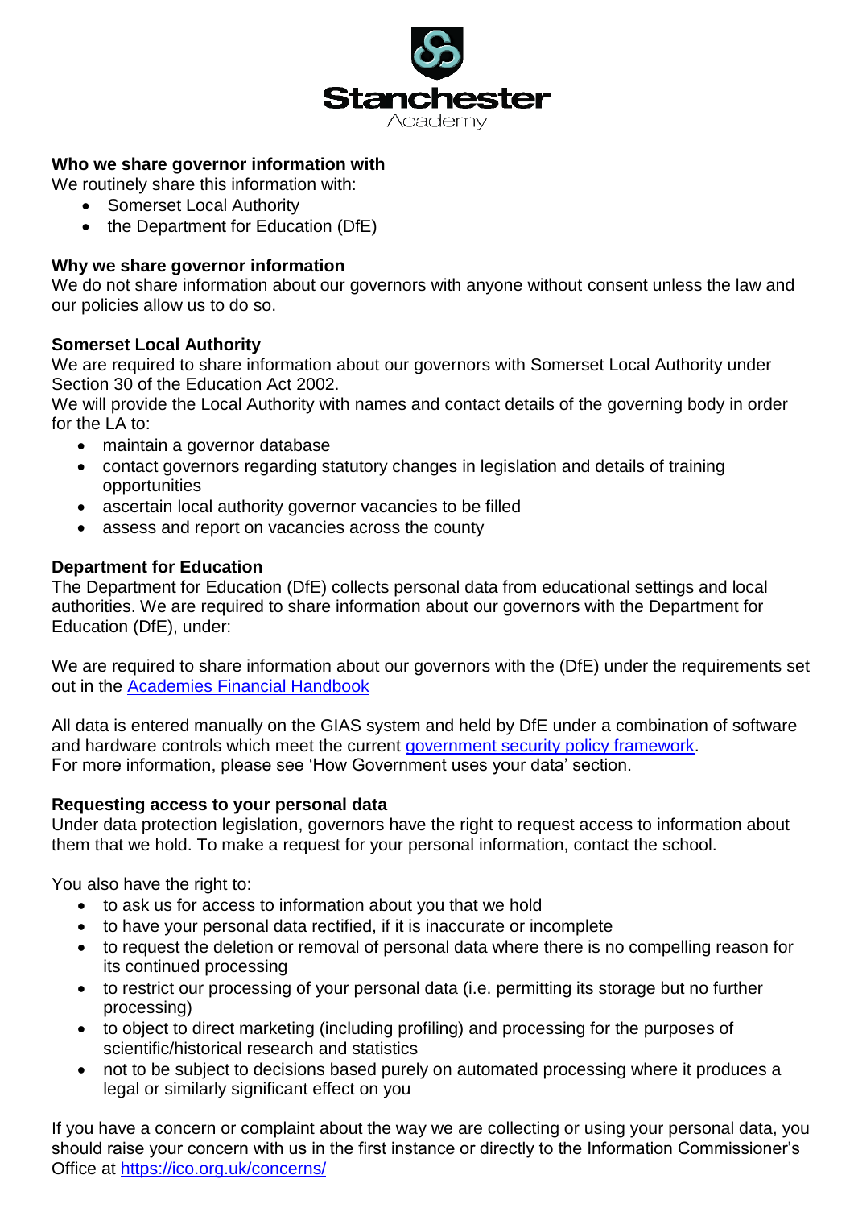Stanchester Academy

**Who we share governor information with**

We routinely share this information with:

- Somerset Local Authority
- the Department for Education (DfE)

**Why we share governor information**

We do not share information about our governors with anyone without consent unless the law and our policies allow us to do so.

**Somerset Local Authority**

We are required to share information about our governors with Somerset Local Authority under Section 30 of the Education Act 2002.

We will provide the Local Authority with names and contact details of the governing body in order for the LA to:

- maintain a governor database
- contact governors regarding statutory changes in legislation and details of training opportunities
- ascertain local authority governor vacancies to be filled
- assess and report on vacancies across the county

**Department for Education**

The Department for Education (DfE) collects personal data from educational settings and local authorities. We are required to share information about our governors with the Department for Education (DfE), under:

We are required to share information about our governors with the (DfE) under the requirements set out in the Academies Financial Handbook

All data is entered manually on the GIAS system and held by DfE under a combination of software and hardware controls which meet the current government security policy framework.
For more information, please see 'How Government uses your data' section.

**Requesting access to your personal data**

Under data protection legislation, governors have the right to request access to information about them that we hold. To make a request for your personal information, contact the school.

You also have the right to:

- to ask us for access to information about you that we hold
- to have your personal data rectified, if it is inaccurate or incomplete
- to request the deletion or removal of personal data where there is no compelling reason for its continued processing
- to restrict our processing of your personal data (i.e. permitting its storage but no further processing)
- to object to direct marketing (including profiling) and processing for the purposes of scientific/historical research and statistics
- not to be subject to decisions based purely on automated processing where it produces a legal or similarly significant effect on you

If you have a concern or complaint about the way we are collecting or using your personal data, you should raise your concern with us in the first instance or directly to the Information Commissioner's Office at https://ico.org.uk/concerns/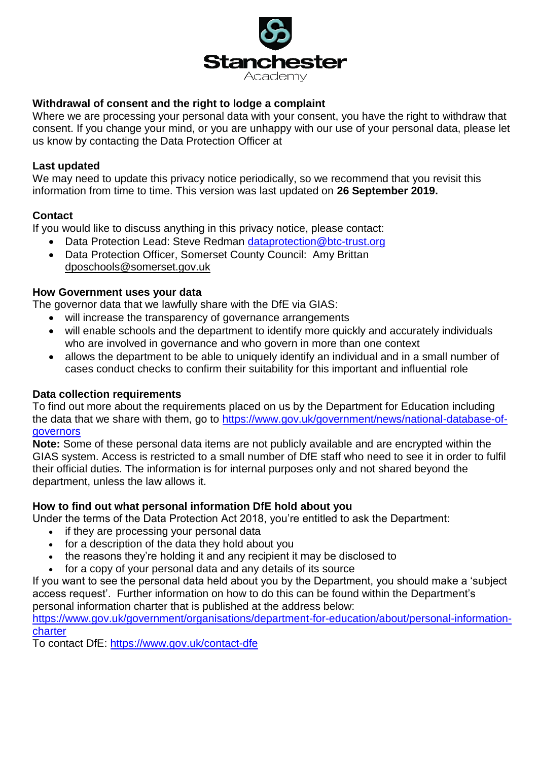## Withdrawal of consent and the right to lodge a complaint

Where we are processing your personal data with your consent, you have the right to withdraw that consent. If you change your mind, or you are unhappy with our use of your personal data, please let us know by contacting the Data Protection Officer at

## Last updated

We may need to update this privacy notice periodically, so we recommend that you revisit this information from time to time. This version was last updated on **26 September 2019.**

## Contact

If you would like to discuss anything in this privacy notice, please contact:

- Data Protection Lead: Steve Redman [dataprotection@btc-trust.org](mailto:dataprotection@btc-trust.org)
- Data Protection Officer, Somerset County Council: Amy Brittan dposchools@somerset.gov.uk

## How Government uses your data

The governor data that we lawfully share with the DfE via GIAS:

- will increase the transparency of governance arrangements
- will enable schools and the department to identify more quickly and accurately individuals who are involved in governance and who govern in more than one context
- allows the department to be able to uniquely identify an individual and in a small number of cases conduct checks to confirm their suitability for this important and influential role

## Data collection requirements

To find out more about the requirements placed on us by the Department for Education including the data that we share with them, go to [https://www.gov.uk/government/news/national-database-of-governors](https://www.gov.uk/government/news/national-database-of-governors)

**Note:** Some of these personal data items are not publicly available and are encrypted within the GIAS system. Access is restricted to a small number of DfE staff who need to see it in order to fulfil their official duties. The information is for internal purposes only and not shared beyond the department, unless the law allows it.

## How to find out what personal information DfE hold about you

Under the terms of the Data Protection Act 2018, you're entitled to ask the Department:

- if they are processing your personal data
- for a description of the data they hold about you
- the reasons they're holding it and any recipient it may be disclosed to
- for a copy of your personal data and any details of its source

If you want to see the personal data held about you by the Department, you should make a 'subject access request'. Further information on how to do this can be found within the Department's personal information charter that is published at the address below:

[https://www.gov.uk/government/organisations/department-for-education/about/personal-information-charter](https://www.gov.uk/government/organisations/department-for-education/about/personal-information-charter)

To contact DfE: [https://www.gov.uk/contact-dfe](https://www.gov.uk/contact-dfe)